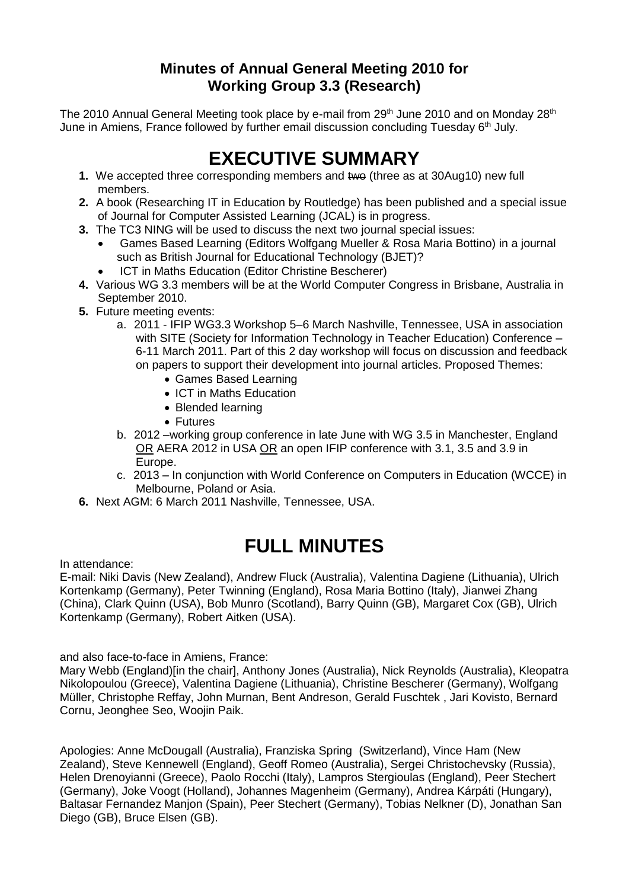**Minutes of Annual General Meeting 2010 for Working Group 3.3 (Research)**

The 2010 Annual General Meeting took place by e-mail from 29th June 2010 and on Monday 28th June in Amiens, France followed by further email discussion concluding Tuesday 6th July.

# EXECUTIVE SUMMARY

1. We accepted three corresponding members and ~~two~~ (three as at 30Aug10) new full members.
2. A book (Researching IT in Education by Routledge) has been published and a special issue of Journal for Computer Assisted Learning (JCAL) is in progress.
3. The TC3 NING will be used to discuss the next two journal special issues:
   - Games Based Learning (Editors Wolfgang Mueller & Rosa Maria Bottino) in a journal such as British Journal for Educational Technology (BJET)?
   - ICT in Maths Education (Editor Christine Bescherer)
4. Various WG 3.3 members will be at the World Computer Congress in Brisbane, Australia in September 2010.
5. Future meeting events:
   a. 2011 - IFIP WG3.3 Workshop 5–6 March Nashville, Tennessee, USA in association with SITE (Society for Information Technology in Teacher Education) Conference – 6-11 March 2011. Part of this 2 day workshop will focus on discussion and feedback on papers to support their development into journal articles. Proposed Themes:
      - Games Based Learning
      - ICT in Maths Education
      - Blended learning
      - Futures

   b. 2012 –working group conference in late June with WG 3.5 in Manchester, England <u>OR</u> AERA 2012 in USA <u>OR</u> an open IFIP conference with 3.1, 3.5 and 3.9 in Europe.

   c. 2013 – In conjunction with World Conference on Computers in Education (WCCE) in Melbourne, Poland or Asia.
6. Next AGM: 6 March 2011 Nashville, Tennessee, USA.

# FULL MINUTES

In attendance:
E-mail: Niki Davis (New Zealand), Andrew Fluck (Australia), Valentina Dagiene (Lithuania), Ulrich Kortenkamp (Germany), Peter Twinning (England), Rosa Maria Bottino (Italy), Jianwei Zhang (China), Clark Quinn (USA), Bob Munro (Scotland), Barry Quinn (GB), Margaret Cox (GB), Ulrich Kortenkamp (Germany), Robert Aitken (USA).

and also face-to-face in Amiens, France:
Mary Webb (England)[in the chair], Anthony Jones (Australia), Nick Reynolds (Australia), Kleopatra Nikolopoulou (Greece), Valentina Dagiene (Lithuania), Christine Bescherer (Germany), Wolfgang Müller, Christophe Reffay, John Murnan, Bent Andreson, Gerald Fuschtek , Jari Kovisto, Bernard Cornu, Jeonghee Seo, Woojin Paik.

Apologies: Anne McDougall (Australia), Franziska Spring (Switzerland), Vince Ham (New Zealand), Steve Kennewell (England), Geoff Romeo (Australia), Sergei Christochevsky (Russia), Helen Drenoyianni (Greece), Paolo Rocchi (Italy), Lampros Stergioulas (England), Peer Stechert (Germany), Joke Voogt (Holland), Johannes Magenheim (Germany), Andrea Kárpáti (Hungary), Baltasar Fernandez Manjon (Spain), Peer Stechert (Germany), Tobias Nelkner (D), Jonathan San Diego (GB), Bruce Elsen (GB).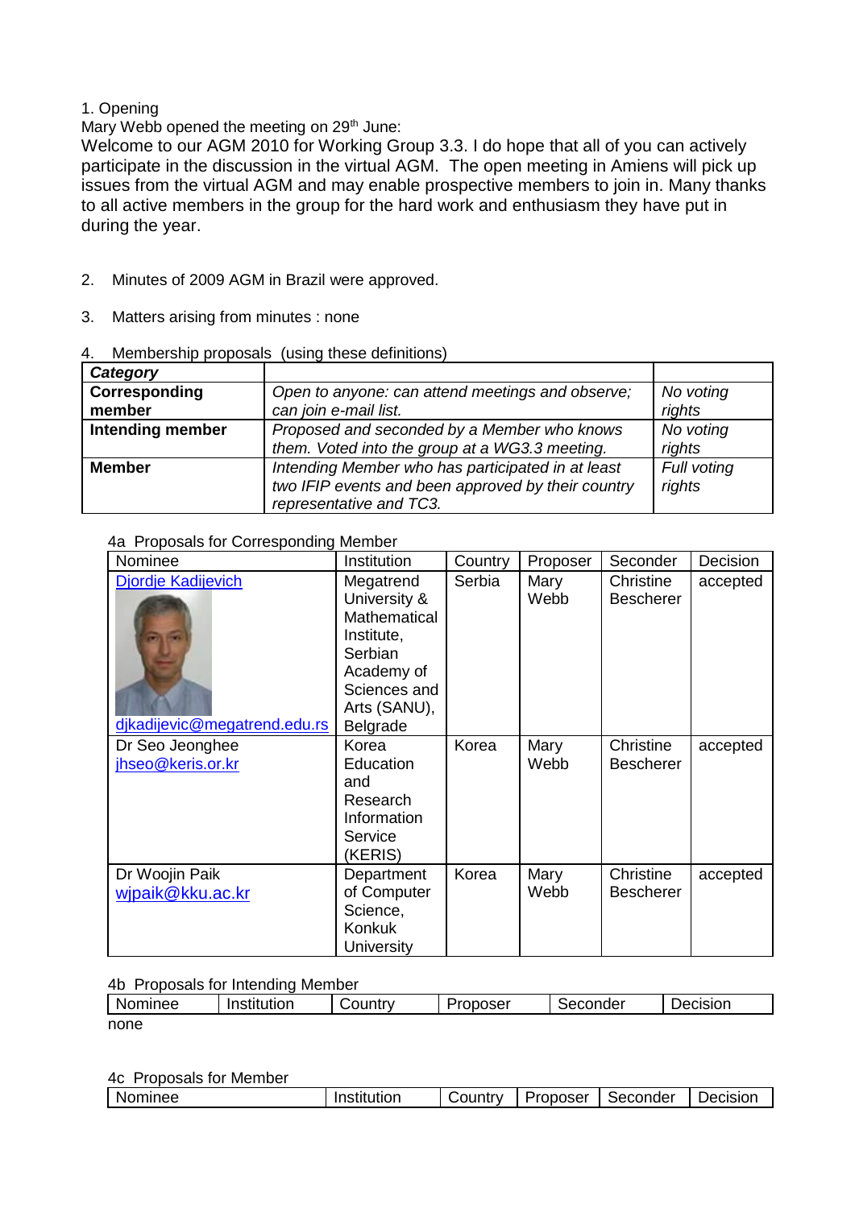1. Opening

Mary Webb opened the meeting on 29th June:

Welcome to our AGM 2010 for Working Group 3.3. I do hope that all of you can actively participate in the discussion in the virtual AGM. The open meeting in Amiens will pick up issues from the virtual AGM and may enable prospective members to join in. Many thanks to all active members in the group for the hard work and enthusiasm they have put in during the year.

2. Minutes of 2009 AGM in Brazil were approved.

3. Matters arising from minutes : none

4. Membership proposals (using these definitions)

| ***Category*** | | |
|---|---|---|
| **Corresponding member** | *Open to anyone: can attend meetings and observe; can join e-mail list.* | *No voting rights* |
| **Intending member** | *Proposed and seconded by a Member who knows them. Voted into the group at a WG3.3 meeting.* | *No voting rights* |
| **Member** | *Intending Member who has participated in at least two IFIP events and been approved by their country representative and TC3.* | *Full voting rights* |

4a Proposals for Corresponding Member

| Nominee | Institution | Country | Proposer | Seconder | Decision |
|---|---|---|---|---|---|
| Djordje Kadijevich djkadijevic@megatrend.edu.rs | Megatrend University & Mathematical Institute, Serbian Academy of Sciences and Arts (SANU), Belgrade | Serbia | Mary Webb | Christine Bescherer | accepted |
| Dr Seo Jeonghee jhseo@keris.or.kr | Korea Education and Research Information Service (KERIS) | Korea | Mary Webb | Christine Bescherer | accepted |
| Dr Woojin Paik wjpaik@kku.ac.kr | Department of Computer Science, Konkuk University | Korea | Mary Webb | Christine Bescherer | accepted |

4b Proposals for Intending Member

| Nominee | Institution | Country | Proposer | Seconder | Decision |
|---|---|---|---|---|---|

none

4c Proposals for Member

| Nominee | Institution | Country | Proposer | Seconder | Decision |
|---|---|---|---|---|---|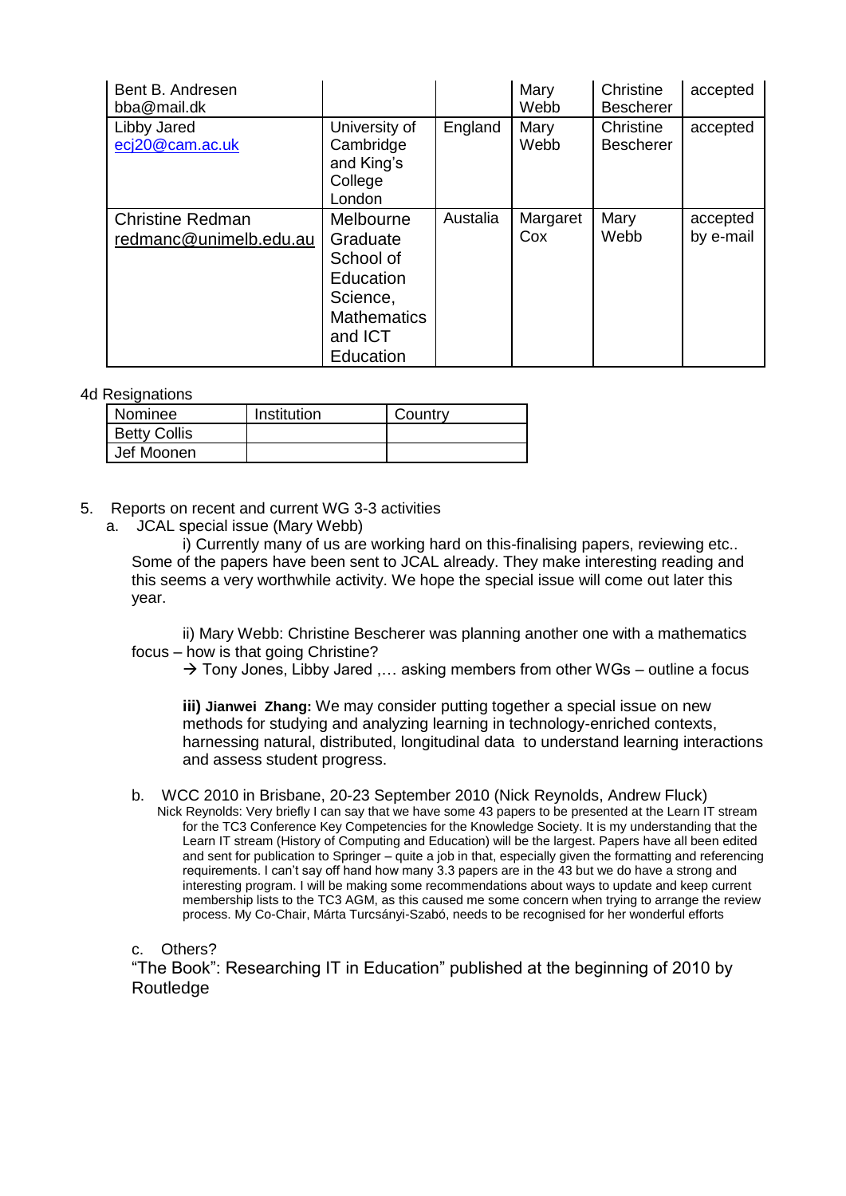| | | | | | |
|---|---|---|---|---|---|
| Bent B. Andresen<br>bba@mail.dk | | | Mary Webb | Christine Bescherer | accepted |
| Libby Jared<br>ecj20@cam.ac.uk | University of Cambridge and King's College London | England | Mary Webb | Christine Bescherer | accepted |
| Christine Redman<br>redmanc@unimelb.edu.au | Melbourne Graduate School of Education Science, Mathematics and ICT Education | Austalia | Margaret Cox | Mary Webb | accepted by e-mail |

4d Resignations

| Nominee | Institution | Country |
|---|---|---|
| Betty Collis | | |
| Jef Moonen | | |

5. Reports on recent and current WG 3-3 activities
   a. JCAL special issue (Mary Webb)

      i) Currently many of us are working hard on this-finalising papers, reviewing etc.. Some of the papers have been sent to JCAL already. They make interesting reading and this seems a very worthwhile activity. We hope the special issue will come out later this year.

      ii) Mary Webb: Christine Bescherer was planning another one with a mathematics focus – how is that going Christine?

      → Tony Jones, Libby Jared ,… asking members from other WGs – outline a focus

      **iii) Jianwei Zhang:** We may consider putting together a special issue on new methods for studying and analyzing learning in technology-enriched contexts, harnessing natural, distributed, longitudinal data to understand learning interactions and assess student progress.

   b. WCC 2010 in Brisbane, 20-23 September 2010 (Nick Reynolds, Andrew Fluck)

      Nick Reynolds: Very briefly I can say that we have some 43 papers to be presented at the Learn IT stream for the TC3 Conference Key Competencies for the Knowledge Society. It is my understanding that the Learn IT stream (History of Computing and Education) will be the largest. Papers have all been edited and sent for publication to Springer – quite a job in that, especially given the formatting and referencing requirements. I can't say off hand how many 3.3 papers are in the 43 but we do have a strong and interesting program. I will be making some recommendations about ways to update and keep current membership lists to the TC3 AGM, as this caused me some concern when trying to arrange the review process. My Co-Chair, Márta Turcsányi-Szabó, needs to be recognised for her wonderful efforts

   c. Others?

   "The Book": Researching IT in Education" published at the beginning of 2010 by Routledge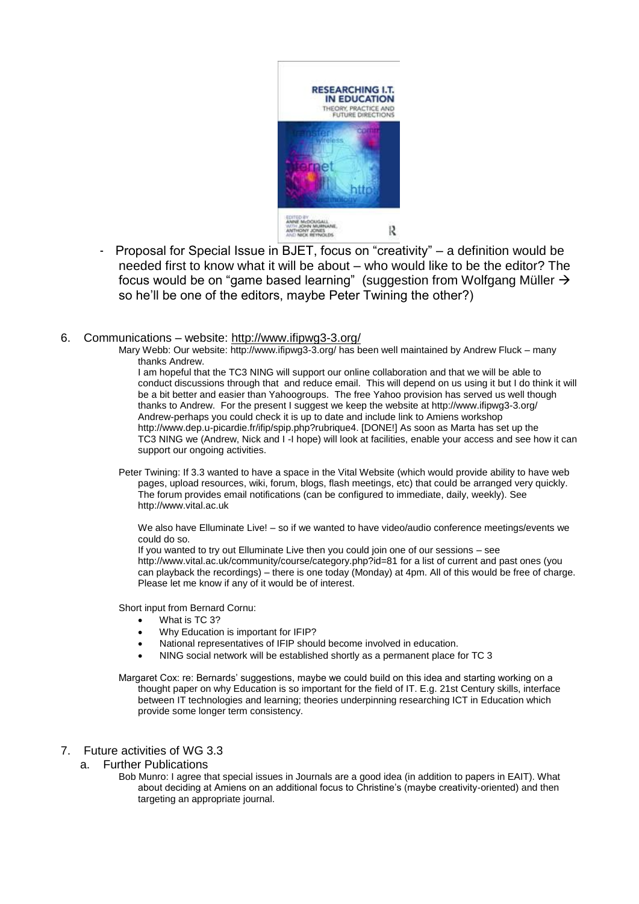- Proposal for Special Issue in BJET, focus on "creativity" – a definition would be needed first to know what it will be about – who would like to be the editor? The focus would be on "game based learning" (suggestion from Wolfgang Müller → so he'll be one of the editors, maybe Peter Twining the other?)

6. Communications – website: http://www.ifipwg3-3.org/

   Mary Webb: Our website: http://www.ifipwg3-3.org/ has been well maintained by Andrew Fluck – many thanks Andrew.

   I am hopeful that the TC3 NING will support our online collaboration and that we will be able to conduct discussions through that and reduce email. This will depend on us using it but I do think it will be a bit better and easier than Yahoogroups. The free Yahoo provision has served us well though thanks to Andrew. For the present I suggest we keep the website at http://www.ifipwg3-3.org/ Andrew-perhaps you could check it is up to date and include link to Amiens workshop http://www.dep.u-picardie.fr/ifip/spip.php?rubrique4. [DONE!] As soon as Marta has set up the TC3 NING we (Andrew, Nick and I -I hope) will look at facilities, enable your access and see how it can support our ongoing activities.

   Peter Twining: If 3.3 wanted to have a space in the Vital Website (which would provide ability to have web pages, upload resources, wiki, forum, blogs, flash meetings, etc) that could be arranged very quickly. The forum provides email notifications (can be configured to immediate, daily, weekly). See http://www.vital.ac.uk

   We also have Elluminate Live! – so if we wanted to have video/audio conference meetings/events we could do so.

   If you wanted to try out Elluminate Live then you could join one of our sessions – see http://www.vital.ac.uk/community/course/category.php?id=81 for a list of current and past ones (you can playback the recordings) – there is one today (Monday) at 4pm. All of this would be free of charge. Please let me know if any of it would be of interest.

   Short input from Bernard Cornu:

   - What is TC 3?
   - Why Education is important for IFIP?
   - National representatives of IFIP should become involved in education.
   - NING social network will be established shortly as a permanent place for TC 3

   Margaret Cox: re: Bernards' suggestions, maybe we could build on this idea and starting working on a thought paper on why Education is so important for the field of IT. E.g. 21st Century skills, interface between IT technologies and learning; theories underpinning researching ICT in Education which provide some longer term consistency.

7. Future activities of WG 3.3

   a. Further Publications

      Bob Munro: I agree that special issues in Journals are a good idea (in addition to papers in EAIT). What about deciding at Amiens on an additional focus to Christine's (maybe creativity-oriented) and then targeting an appropriate journal.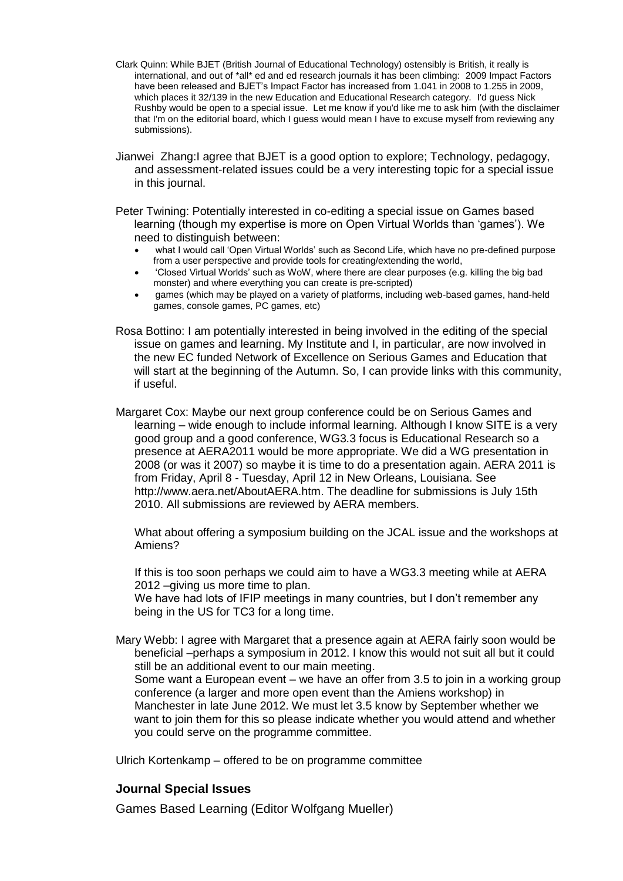Clark Quinn: While BJET (British Journal of Educational Technology) ostensibly is British, it really is international, and out of *all* ed and ed research journals it has been climbing: 2009 Impact Factors have been released and BJET's Impact Factor has increased from 1.041 in 2008 to 1.255 in 2009, which places it 32/139 in the new Education and Educational Research category. I'd guess Nick Rushby would be open to a special issue. Let me know if you'd like me to ask him (with the disclaimer that I'm on the editorial board, which I guess would mean I have to excuse myself from reviewing any submissions).

Jianwei Zhang:I agree that BJET is a good option to explore; Technology, pedagogy, and assessment-related issues could be a very interesting topic for a special issue in this journal.

Peter Twining: Potentially interested in co-editing a special issue on Games based learning (though my expertise is more on Open Virtual Worlds than 'games'). We need to distinguish between:

- what I would call 'Open Virtual Worlds' such as Second Life, which have no pre-defined purpose from a user perspective and provide tools for creating/extending the world,
- 'Closed Virtual Worlds' such as WoW, where there are clear purposes (e.g. killing the big bad monster) and where everything you can create is pre-scripted)
- games (which may be played on a variety of platforms, including web-based games, hand-held games, console games, PC games, etc)

Rosa Bottino: I am potentially interested in being involved in the editing of the special issue on games and learning. My Institute and I, in particular, are now involved in the new EC funded Network of Excellence on Serious Games and Education that will start at the beginning of the Autumn. So, I can provide links with this community, if useful.

Margaret Cox: Maybe our next group conference could be on Serious Games and learning – wide enough to include informal learning. Although I know SITE is a very good group and a good conference, WG3.3 focus is Educational Research so a presence at AERA2011 would be more appropriate. We did a WG presentation in 2008 (or was it 2007) so maybe it is time to do a presentation again. AERA 2011 is from Friday, April 8 - Tuesday, April 12 in New Orleans, Louisiana. See http://www.aera.net/AboutAERA.htm. The deadline for submissions is July 15th 2010. All submissions are reviewed by AERA members.

What about offering a symposium building on the JCAL issue and the workshops at Amiens?

If this is too soon perhaps we could aim to have a WG3.3 meeting while at AERA 2012 –giving us more time to plan.
We have had lots of IFIP meetings in many countries, but I don't remember any being in the US for TC3 for a long time.

Mary Webb: I agree with Margaret that a presence again at AERA fairly soon would be beneficial –perhaps a symposium in 2012. I know this would not suit all but it could still be an additional event to our main meeting.
Some want a European event – we have an offer from 3.5 to join in a working group conference (a larger and more open event than the Amiens workshop) in Manchester in late June 2012. We must let 3.5 know by September whether we want to join them for this so please indicate whether you would attend and whether you could serve on the programme committee.

Ulrich Kortenkamp – offered to be on programme committee

### Journal Special Issues

Games Based Learning (Editor Wolfgang Mueller)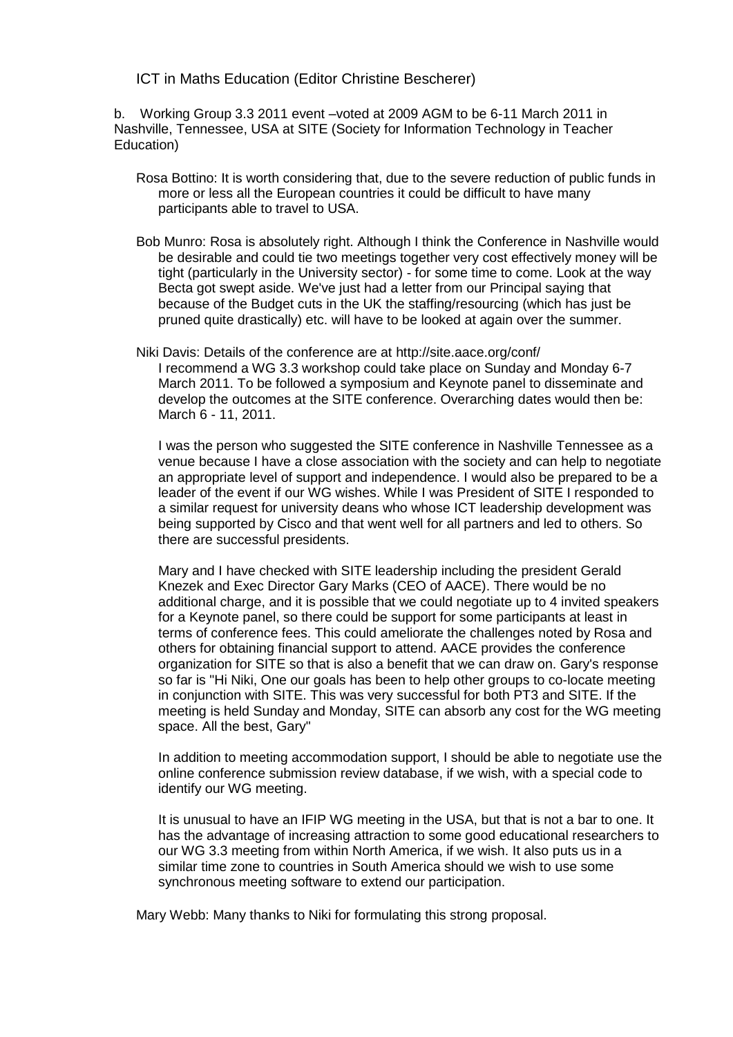ICT in Maths Education (Editor Christine Bescherer)

b. Working Group 3.3 2011 event –voted at 2009 AGM to be 6-11 March 2011 in Nashville, Tennessee, USA at SITE (Society for Information Technology in Teacher Education)

Rosa Bottino: It is worth considering that, due to the severe reduction of public funds in more or less all the European countries it could be difficult to have many participants able to travel to USA.

Bob Munro: Rosa is absolutely right. Although I think the Conference in Nashville would be desirable and could tie two meetings together very cost effectively money will be tight (particularly in the University sector) - for some time to come. Look at the way Becta got swept aside. We've just had a letter from our Principal saying that because of the Budget cuts in the UK the staffing/resourcing (which has just be pruned quite drastically) etc. will have to be looked at again over the summer.

Niki Davis: Details of the conference are at http://site.aace.org/conf/
I recommend a WG 3.3 workshop could take place on Sunday and Monday 6-7 March 2011. To be followed a symposium and Keynote panel to disseminate and develop the outcomes at the SITE conference. Overarching dates would then be: March 6 - 11, 2011.

I was the person who suggested the SITE conference in Nashville Tennessee as a venue because I have a close association with the society and can help to negotiate an appropriate level of support and independence. I would also be prepared to be a leader of the event if our WG wishes. While I was President of SITE I responded to a similar request for university deans who whose ICT leadership development was being supported by Cisco and that went well for all partners and led to others. So there are successful presidents.

Mary and I have checked with SITE leadership including the president Gerald Knezek and Exec Director Gary Marks (CEO of AACE). There would be no additional charge, and it is possible that we could negotiate up to 4 invited speakers for a Keynote panel, so there could be support for some participants at least in terms of conference fees. This could ameliorate the challenges noted by Rosa and others for obtaining financial support to attend. AACE provides the conference organization for SITE so that is also a benefit that we can draw on. Gary's response so far is "Hi Niki, One our goals has been to help other groups to co-locate meeting in conjunction with SITE. This was very successful for both PT3 and SITE. If the meeting is held Sunday and Monday, SITE can absorb any cost for the WG meeting space. All the best, Gary"

In addition to meeting accommodation support, I should be able to negotiate use the online conference submission review database, if we wish, with a special code to identify our WG meeting.

It is unusual to have an IFIP WG meeting in the USA, but that is not a bar to one. It has the advantage of increasing attraction to some good educational researchers to our WG 3.3 meeting from within North America, if we wish. It also puts us in a similar time zone to countries in South America should we wish to use some synchronous meeting software to extend our participation.

Mary Webb: Many thanks to Niki for formulating this strong proposal.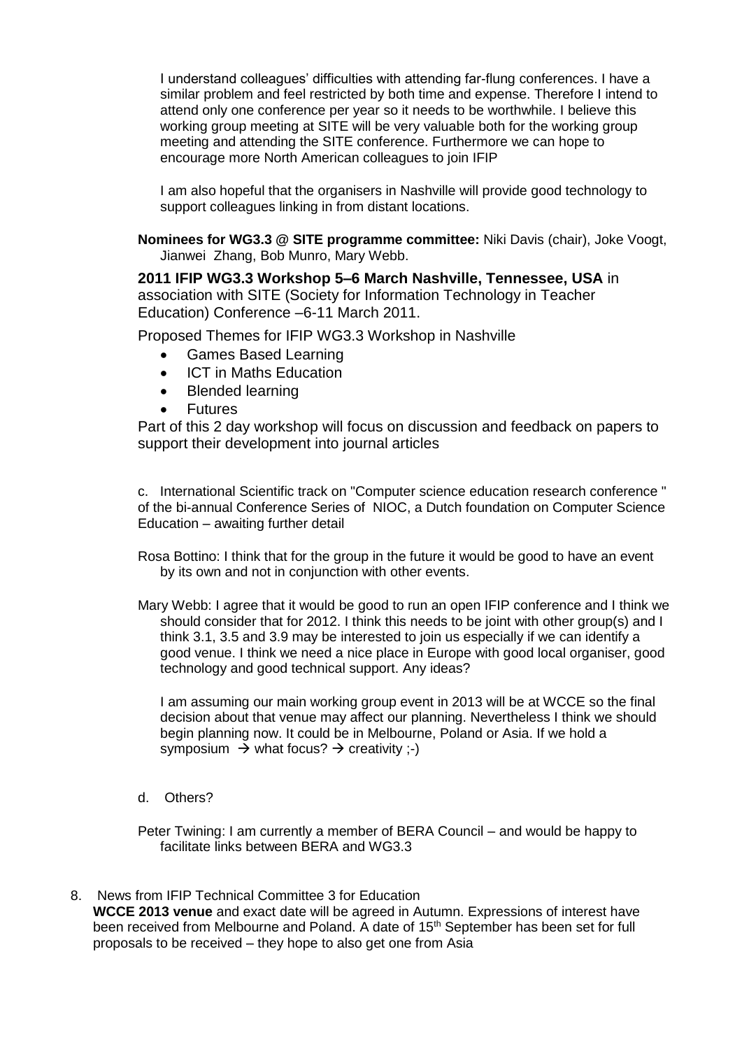I understand colleagues' difficulties with attending far-flung conferences. I have a similar problem and feel restricted by both time and expense. Therefore I intend to attend only one conference per year so it needs to be worthwhile. I believe this working group meeting at SITE will be very valuable both for the working group meeting and attending the SITE conference. Furthermore we can hope to encourage more North American colleagues to join IFIP

I am also hopeful that the organisers in Nashville will provide good technology to support colleagues linking in from distant locations.

**Nominees for WG3.3 @ SITE programme committee:** Niki Davis (chair), Joke Voogt, Jianwei Zhang, Bob Munro, Mary Webb.

**2011 IFIP WG3.3 Workshop 5–6 March Nashville, Tennessee, USA** in association with SITE (Society for Information Technology in Teacher Education) Conference –6-11 March 2011.

Proposed Themes for IFIP WG3.3 Workshop in Nashville

- Games Based Learning
- ICT in Maths Education
- Blended learning
- Futures

Part of this 2 day workshop will focus on discussion and feedback on papers to support their development into journal articles

c. International Scientific track on "Computer science education research conference " of the bi-annual Conference Series of NIOC, a Dutch foundation on Computer Science Education – awaiting further detail

Rosa Bottino: I think that for the group in the future it would be good to have an event by its own and not in conjunction with other events.

Mary Webb: I agree that it would be good to run an open IFIP conference and I think we should consider that for 2012. I think this needs to be joint with other group(s) and I think 3.1, 3.5 and 3.9 may be interested to join us especially if we can identify a good venue. I think we need a nice place in Europe with good local organiser, good technology and good technical support. Any ideas?

I am assuming our main working group event in 2013 will be at WCCE so the final decision about that venue may affect our planning. Nevertheless I think we should begin planning now. It could be in Melbourne, Poland or Asia. If we hold a symposium → what focus? → creativity ;-)

d. Others?

Peter Twining: I am currently a member of BERA Council – and would be happy to facilitate links between BERA and WG3.3

8. News from IFIP Technical Committee 3 for Education

**WCCE 2013 venue** and exact date will be agreed in Autumn. Expressions of interest have been received from Melbourne and Poland. A date of 15th September has been set for full proposals to be received – they hope to also get one from Asia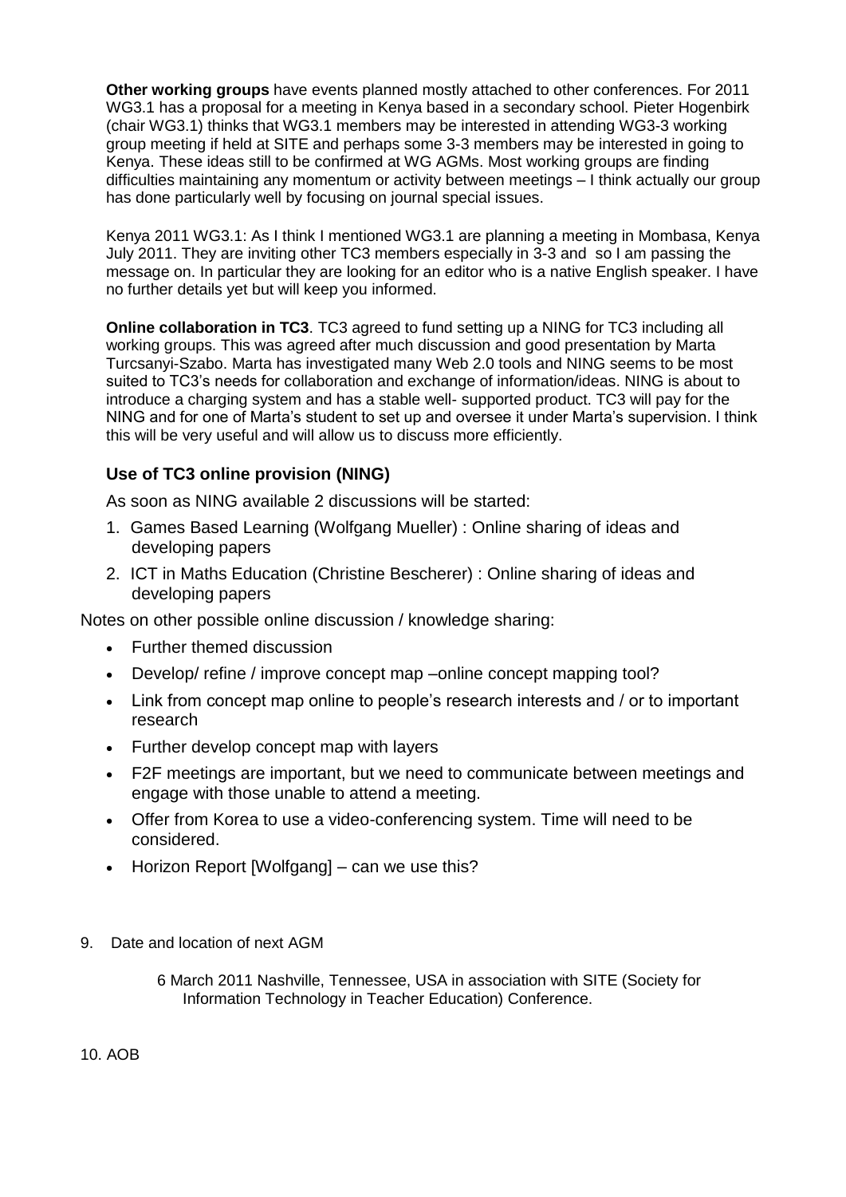**Other working groups** have events planned mostly attached to other conferences. For 2011 WG3.1 has a proposal for a meeting in Kenya based in a secondary school. Pieter Hogenbirk (chair WG3.1) thinks that WG3.1 members may be interested in attending WG3-3 working group meeting if held at SITE and perhaps some 3-3 members may be interested in going to Kenya. These ideas still to be confirmed at WG AGMs. Most working groups are finding difficulties maintaining any momentum or activity between meetings – I think actually our group has done particularly well by focusing on journal special issues.

Kenya 2011 WG3.1: As I think I mentioned WG3.1 are planning a meeting in Mombasa, Kenya July 2011. They are inviting other TC3 members especially in 3-3 and so I am passing the message on. In particular they are looking for an editor who is a native English speaker. I have no further details yet but will keep you informed.

**Online collaboration in TC3**. TC3 agreed to fund setting up a NING for TC3 including all working groups. This was agreed after much discussion and good presentation by Marta Turcsanyi-Szabo. Marta has investigated many Web 2.0 tools and NING seems to be most suited to TC3's needs for collaboration and exchange of information/ideas. NING is about to introduce a charging system and has a stable well- supported product. TC3 will pay for the NING and for one of Marta's student to set up and oversee it under Marta's supervision. I think this will be very useful and will allow us to discuss more efficiently.

### Use of TC3 online provision (NING)

As soon as NING available 2 discussions will be started:

1. Games Based Learning (Wolfgang Mueller) : Online sharing of ideas and developing papers
2. ICT in Maths Education (Christine Bescherer) : Online sharing of ideas and developing papers

Notes on other possible online discussion / knowledge sharing:

- Further themed discussion
- Develop/ refine / improve concept map –online concept mapping tool?
- Link from concept map online to people's research interests and / or to important research
- Further develop concept map with layers
- F2F meetings are important, but we need to communicate between meetings and engage with those unable to attend a meeting.
- Offer from Korea to use a video-conferencing system. Time will need to be considered.
- Horizon Report [Wolfgang] – can we use this?

9. Date and location of next AGM

   6 March 2011 Nashville, Tennessee, USA in association with SITE (Society for Information Technology in Teacher Education) Conference.

10. AOB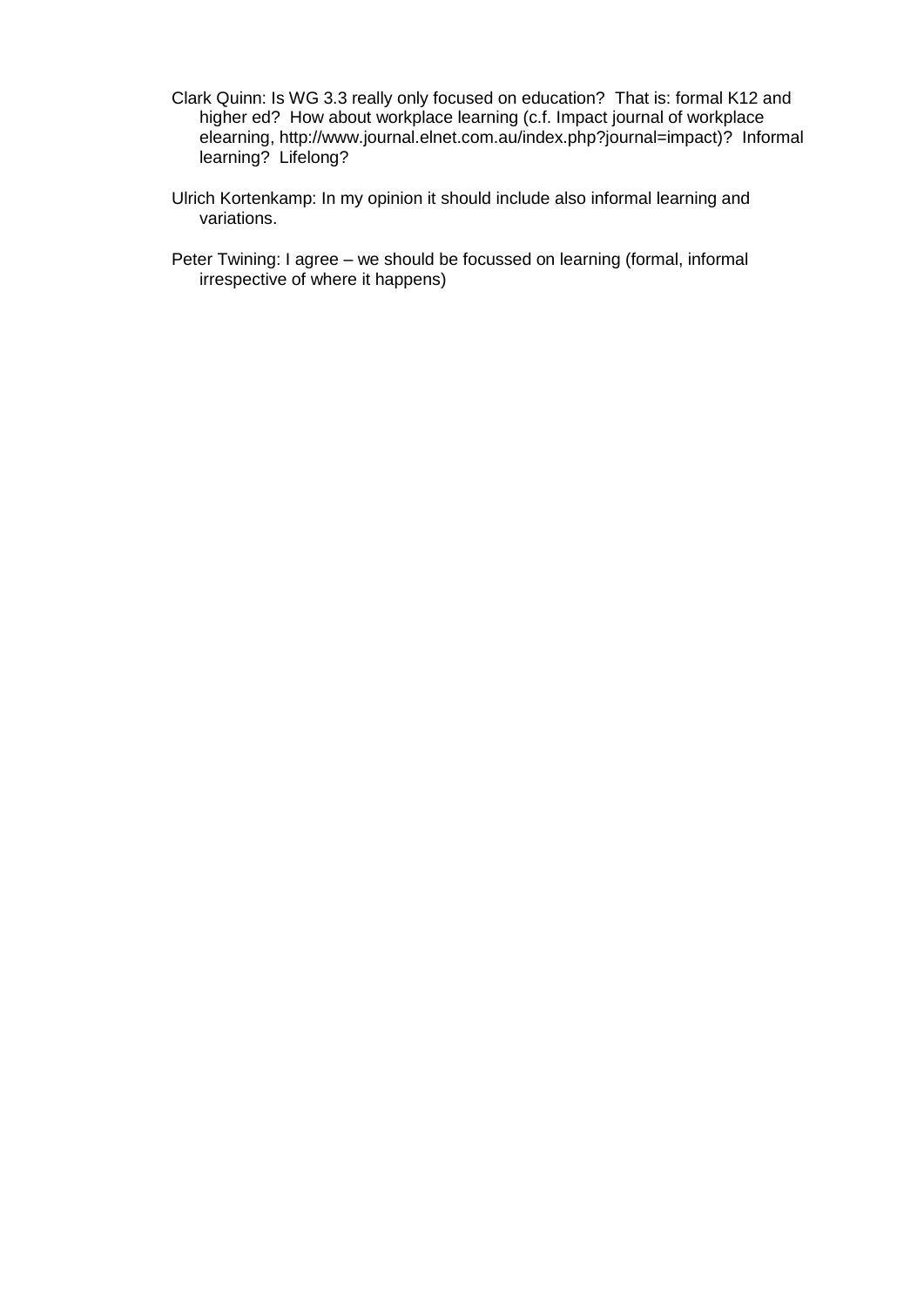Clark Quinn: Is WG 3.3 really only focused on education? That is: formal K12 and higher ed? How about workplace learning (c.f. Impact journal of workplace elearning, http://www.journal.elnet.com.au/index.php?journal=impact)? Informal learning? Lifelong?

Ulrich Kortenkamp: In my opinion it should include also informal learning and variations.

Peter Twining: I agree – we should be focussed on learning (formal, informal irrespective of where it happens)